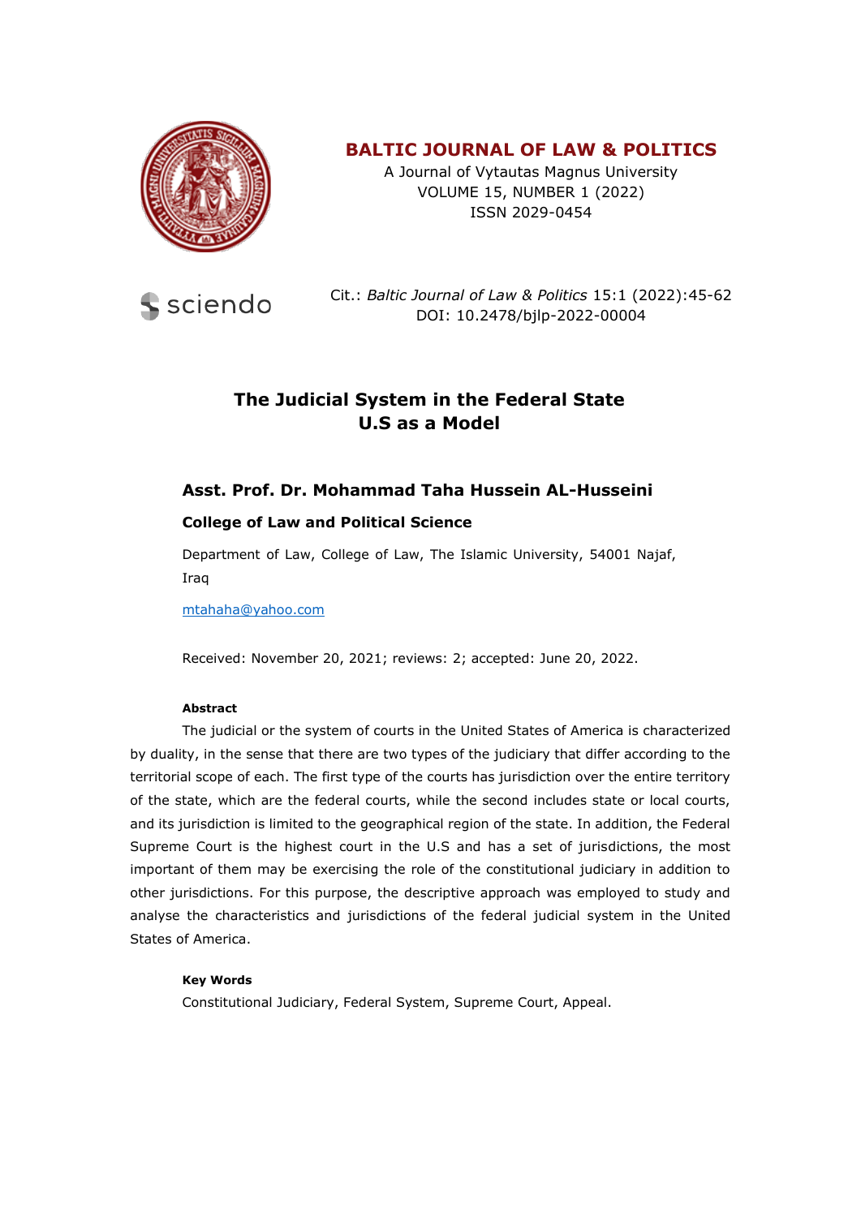**BALTIC JOURNAL OF LAW & POLITICS**

A Journal of Vytautas Magnus University
VOLUME 15, NUMBER 1 (2022)
ISSN 2029-0454

Cit.: *Baltic Journal of Law & Politics* 15:1 (2022):45-62
DOI: 10.2478/bjlp-2022-00004

# The Judicial System in the Federal State U.S as a Model

### Asst. Prof. Dr. Mohammad Taha Hussein AL-Husseini

**College of Law and Political Science**

Department of Law, College of Law, The Islamic University, 54001 Najaf, Iraq

mtahaha@yahoo.com

Received: November 20, 2021; reviews: 2; accepted: June 20, 2022.

#### Abstract

The judicial or the system of courts in the United States of America is characterized by duality, in the sense that there are two types of the judiciary that differ according to the territorial scope of each. The first type of the courts has jurisdiction over the entire territory of the state, which are the federal courts, while the second includes state or local courts, and its jurisdiction is limited to the geographical region of the state. In addition, the Federal Supreme Court is the highest court in the U.S and has a set of jurisdictions, the most important of them may be exercising the role of the constitutional judiciary in addition to other jurisdictions. For this purpose, the descriptive approach was employed to study and analyse the characteristics and jurisdictions of the federal judicial system in the United States of America.

#### Key Words

Constitutional Judiciary, Federal System, Supreme Court, Appeal.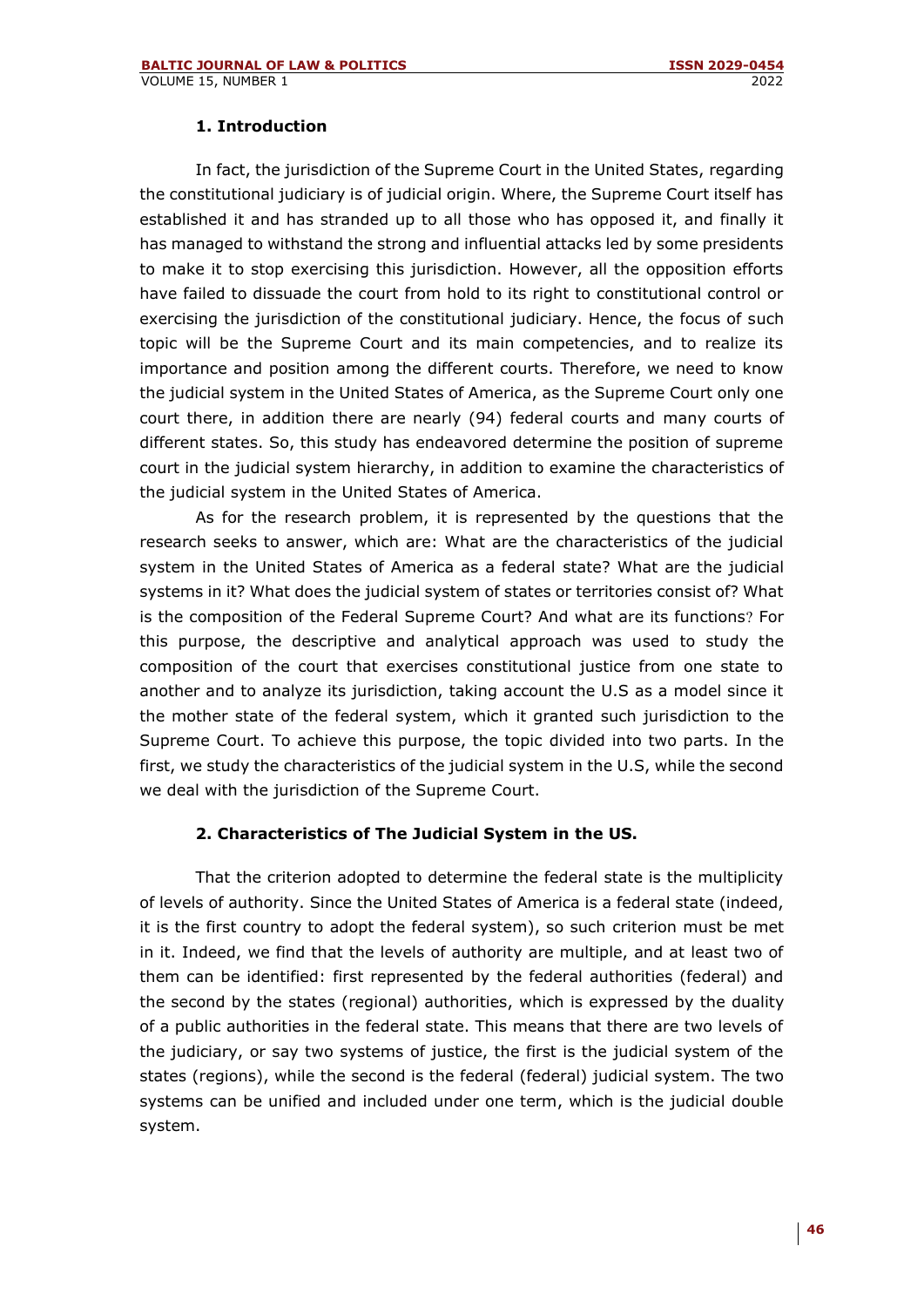## 1. Introduction

In fact, the jurisdiction of the Supreme Court in the United States, regarding the constitutional judiciary is of judicial origin. Where, the Supreme Court itself has established it and has stranded up to all those who has opposed it, and finally it has managed to withstand the strong and influential attacks led by some presidents to make it to stop exercising this jurisdiction. However, all the opposition efforts have failed to dissuade the court from hold to its right to constitutional control or exercising the jurisdiction of the constitutional judiciary. Hence, the focus of such topic will be the Supreme Court and its main competencies, and to realize its importance and position among the different courts. Therefore, we need to know the judicial system in the United States of America, as the Supreme Court only one court there, in addition there are nearly (94) federal courts and many courts of different states. So, this study has endeavored determine the position of supreme court in the judicial system hierarchy, in addition to examine the characteristics of the judicial system in the United States of America.

As for the research problem, it is represented by the questions that the research seeks to answer, which are: What are the characteristics of the judicial system in the United States of America as a federal state? What are the judicial systems in it? What does the judicial system of states or territories consist of? What is the composition of the Federal Supreme Court? And what are its functions? For this purpose, the descriptive and analytical approach was used to study the composition of the court that exercises constitutional justice from one state to another and to analyze its jurisdiction, taking account the U.S as a model since it the mother state of the federal system, which it granted such jurisdiction to the Supreme Court. To achieve this purpose, the topic divided into two parts. In the first, we study the characteristics of the judicial system in the U.S, while the second we deal with the jurisdiction of the Supreme Court.

## 2. Characteristics of The Judicial System in the US.

That the criterion adopted to determine the federal state is the multiplicity of levels of authority. Since the United States of America is a federal state (indeed, it is the first country to adopt the federal system), so such criterion must be met in it. Indeed, we find that the levels of authority are multiple, and at least two of them can be identified: first represented by the federal authorities (federal) and the second by the states (regional) authorities, which is expressed by the duality of a public authorities in the federal state. This means that there are two levels of the judiciary, or say two systems of justice, the first is the judicial system of the states (regions), while the second is the federal (federal) judicial system. The two systems can be unified and included under one term, which is the judicial double system.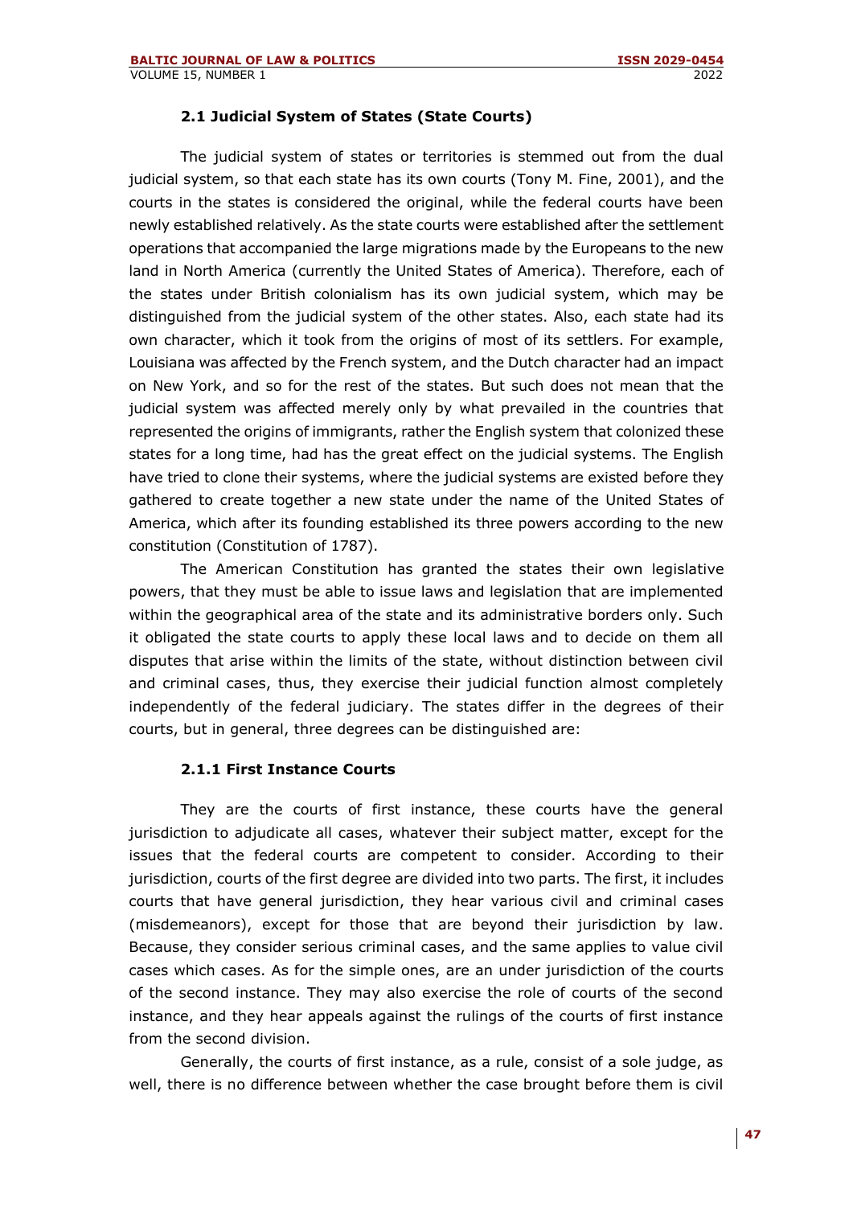### 2.1 Judicial System of States (State Courts)

The judicial system of states or territories is stemmed out from the dual judicial system, so that each state has its own courts (Tony M. Fine, 2001), and the courts in the states is considered the original, while the federal courts have been newly established relatively. As the state courts were established after the settlement operations that accompanied the large migrations made by the Europeans to the new land in North America (currently the United States of America). Therefore, each of the states under British colonialism has its own judicial system, which may be distinguished from the judicial system of the other states. Also, each state had its own character, which it took from the origins of most of its settlers. For example, Louisiana was affected by the French system, and the Dutch character had an impact on New York, and so for the rest of the states. But such does not mean that the judicial system was affected merely only by what prevailed in the countries that represented the origins of immigrants, rather the English system that colonized these states for a long time, had has the great effect on the judicial systems. The English have tried to clone their systems, where the judicial systems are existed before they gathered to create together a new state under the name of the United States of America, which after its founding established its three powers according to the new constitution (Constitution of 1787).

The American Constitution has granted the states their own legislative powers, that they must be able to issue laws and legislation that are implemented within the geographical area of the state and its administrative borders only. Such it obligated the state courts to apply these local laws and to decide on them all disputes that arise within the limits of the state, without distinction between civil and criminal cases, thus, they exercise their judicial function almost completely independently of the federal judiciary. The states differ in the degrees of their courts, but in general, three degrees can be distinguished are:

#### 2.1.1 First Instance Courts

They are the courts of first instance, these courts have the general jurisdiction to adjudicate all cases, whatever their subject matter, except for the issues that the federal courts are competent to consider. According to their jurisdiction, courts of the first degree are divided into two parts. The first, it includes courts that have general jurisdiction, they hear various civil and criminal cases (misdemeanors), except for those that are beyond their jurisdiction by law. Because, they consider serious criminal cases, and the same applies to value civil cases which cases. As for the simple ones, are an under jurisdiction of the courts of the second instance. They may also exercise the role of courts of the second instance, and they hear appeals against the rulings of the courts of first instance from the second division.

Generally, the courts of first instance, as a rule, consist of a sole judge, as well, there is no difference between whether the case brought before them is civil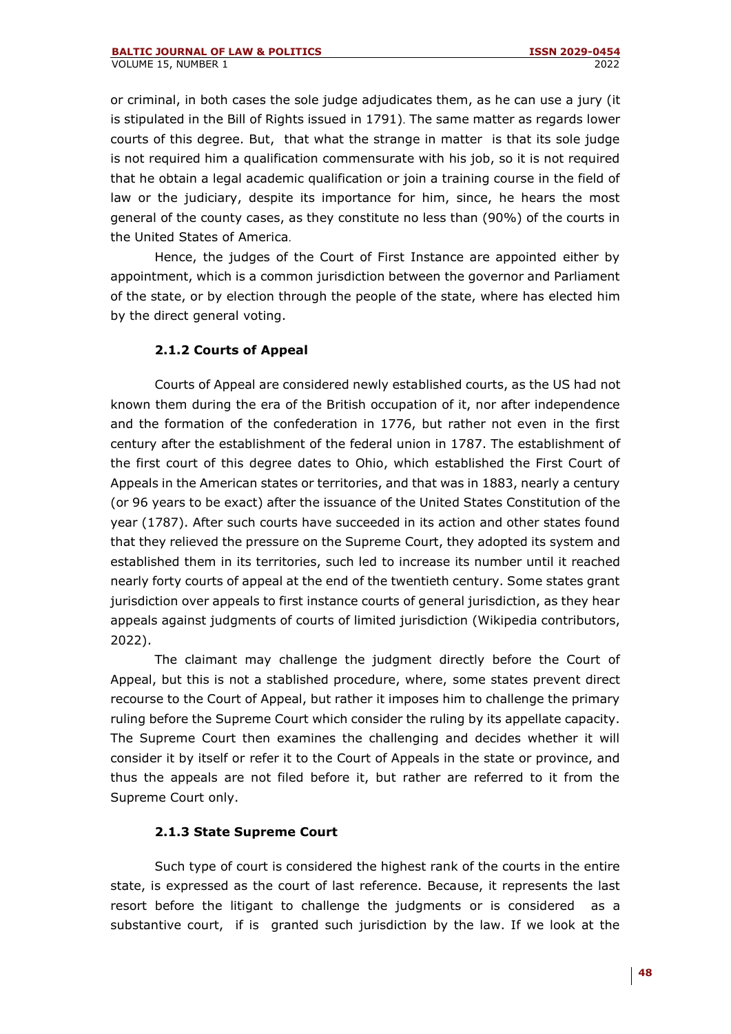or criminal, in both cases the sole judge adjudicates them, as he can use a jury (it is stipulated in the Bill of Rights issued in 1791). The same matter as regards lower courts of this degree. But, that what the strange in matter is that its sole judge is not required him a qualification commensurate with his job, so it is not required that he obtain a legal academic qualification or join a training course in the field of law or the judiciary, despite its importance for him, since, he hears the most general of the county cases, as they constitute no less than (90%) of the courts in the United States of America.

Hence, the judges of the Court of First Instance are appointed either by appointment, which is a common jurisdiction between the governor and Parliament of the state, or by election through the people of the state, where has elected him by the direct general voting.

### 2.1.2 Courts of Appeal

Courts of Appeal are considered newly established courts, as the US had not known them during the era of the British occupation of it, nor after independence and the formation of the confederation in 1776, but rather not even in the first century after the establishment of the federal union in 1787. The establishment of the first court of this degree dates to Ohio, which established the First Court of Appeals in the American states or territories, and that was in 1883, nearly a century (or 96 years to be exact) after the issuance of the United States Constitution of the year (1787). After such courts have succeeded in its action and other states found that they relieved the pressure on the Supreme Court, they adopted its system and established them in its territories, such led to increase its number until it reached nearly forty courts of appeal at the end of the twentieth century. Some states grant jurisdiction over appeals to first instance courts of general jurisdiction, as they hear appeals against judgments of courts of limited jurisdiction (Wikipedia contributors, 2022).

The claimant may challenge the judgment directly before the Court of Appeal, but this is not a stablished procedure, where, some states prevent direct recourse to the Court of Appeal, but rather it imposes him to challenge the primary ruling before the Supreme Court which consider the ruling by its appellate capacity. The Supreme Court then examines the challenging and decides whether it will consider it by itself or refer it to the Court of Appeals in the state or province, and thus the appeals are not filed before it, but rather are referred to it from the Supreme Court only.

### 2.1.3 State Supreme Court

Such type of court is considered the highest rank of the courts in the entire state, is expressed as the court of last reference. Because, it represents the last resort before the litigant to challenge the judgments or is considered as a substantive court, if is granted such jurisdiction by the law. If we look at the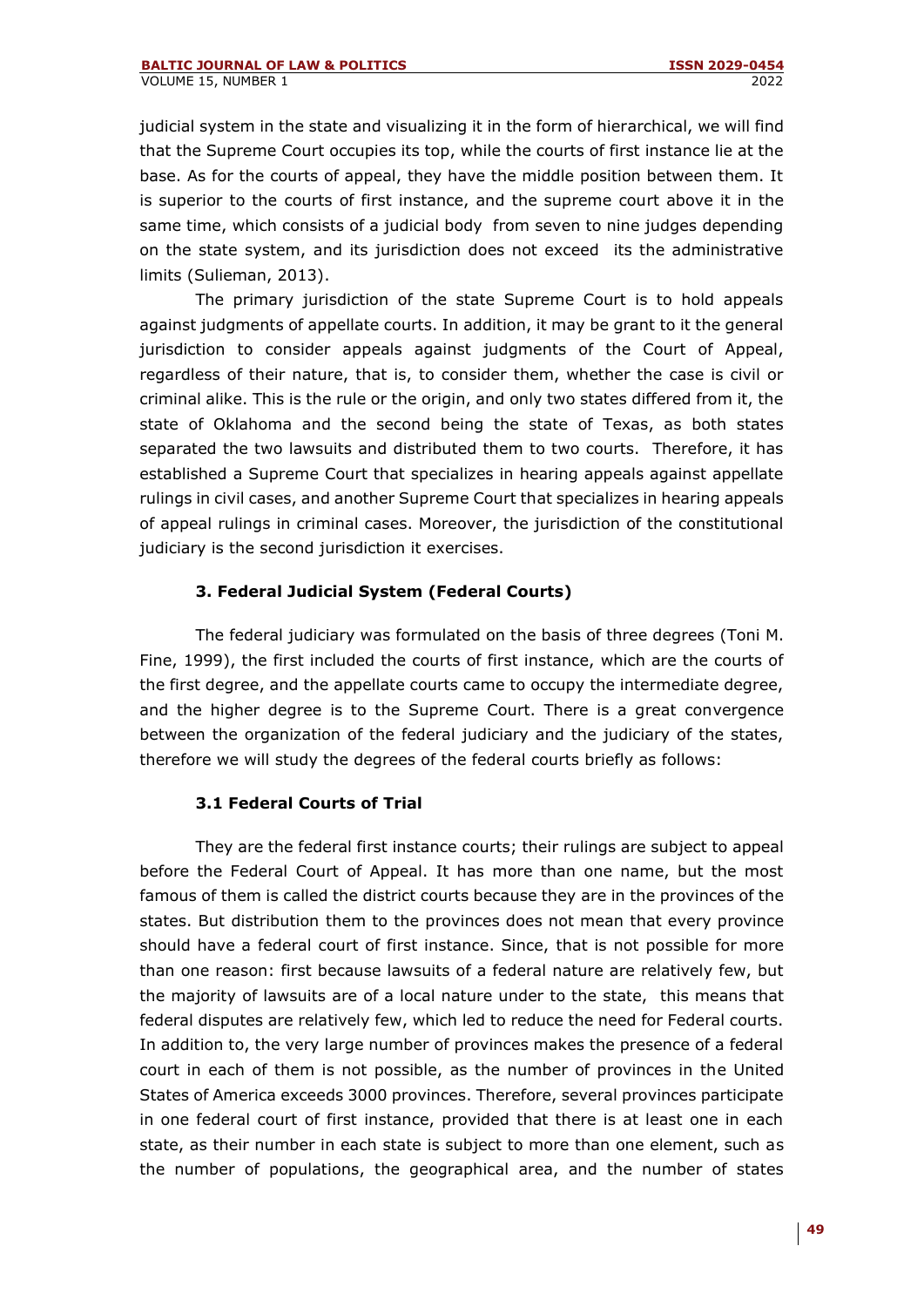judicial system in the state and visualizing it in the form of hierarchical, we will find that the Supreme Court occupies its top, while the courts of first instance lie at the base. As for the courts of appeal, they have the middle position between them. It is superior to the courts of first instance, and the supreme court above it in the same time, which consists of a judicial body from seven to nine judges depending on the state system, and its jurisdiction does not exceed its the administrative limits (Sulieman, 2013).

The primary jurisdiction of the state Supreme Court is to hold appeals against judgments of appellate courts. In addition, it may be grant to it the general jurisdiction to consider appeals against judgments of the Court of Appeal, regardless of their nature, that is, to consider them, whether the case is civil or criminal alike. This is the rule or the origin, and only two states differed from it, the state of Oklahoma and the second being the state of Texas, as both states separated the two lawsuits and distributed them to two courts. Therefore, it has established a Supreme Court that specializes in hearing appeals against appellate rulings in civil cases, and another Supreme Court that specializes in hearing appeals of appeal rulings in criminal cases. Moreover, the jurisdiction of the constitutional judiciary is the second jurisdiction it exercises.

## 3. Federal Judicial System (Federal Courts)

The federal judiciary was formulated on the basis of three degrees (Toni M. Fine, 1999), the first included the courts of first instance, which are the courts of the first degree, and the appellate courts came to occupy the intermediate degree, and the higher degree is to the Supreme Court. There is a great convergence between the organization of the federal judiciary and the judiciary of the states, therefore we will study the degrees of the federal courts briefly as follows:

### 3.1 Federal Courts of Trial

They are the federal first instance courts; their rulings are subject to appeal before the Federal Court of Appeal. It has more than one name, but the most famous of them is called the district courts because they are in the provinces of the states. But distribution them to the provinces does not mean that every province should have a federal court of first instance. Since, that is not possible for more than one reason: first because lawsuits of a federal nature are relatively few, but the majority of lawsuits are of a local nature under to the state, this means that federal disputes are relatively few, which led to reduce the need for Federal courts. In addition to, the very large number of provinces makes the presence of a federal court in each of them is not possible, as the number of provinces in the United States of America exceeds 3000 provinces. Therefore, several provinces participate in one federal court of first instance, provided that there is at least one in each state, as their number in each state is subject to more than one element, such as the number of populations, the geographical area, and the number of states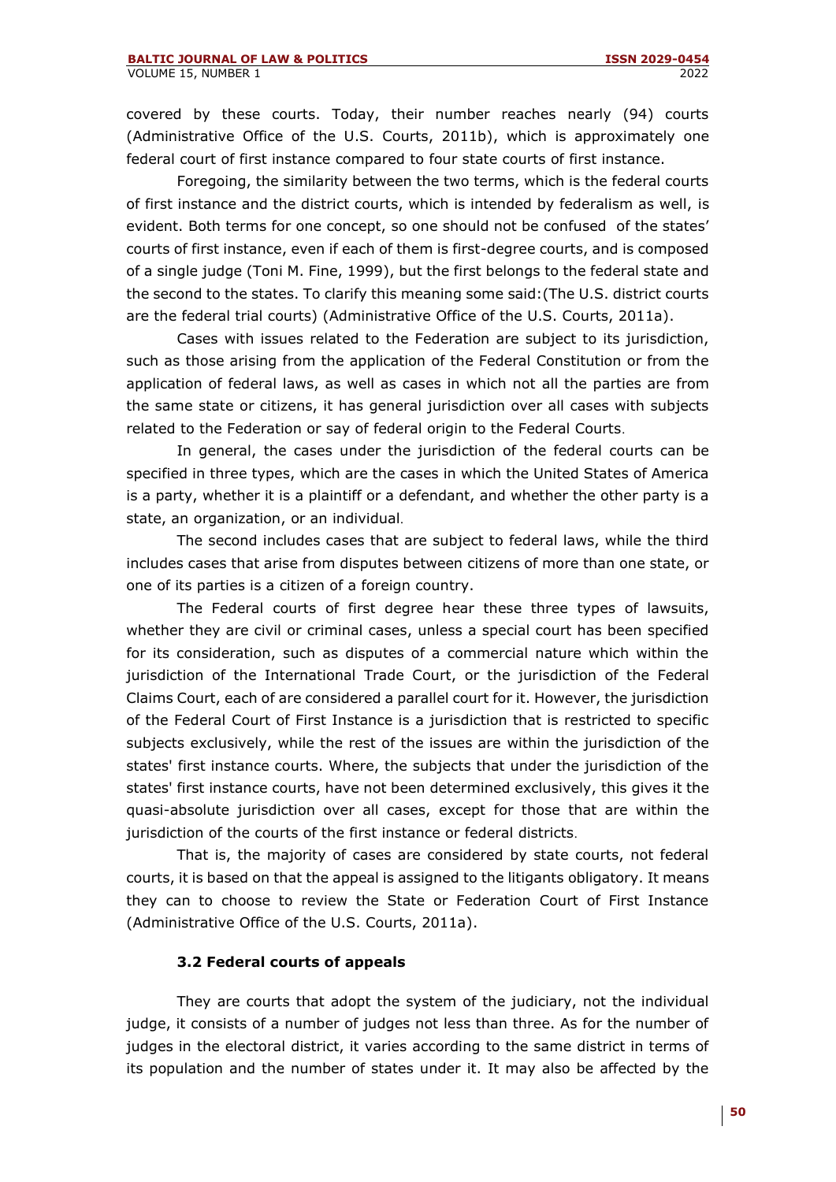covered by these courts. Today, their number reaches nearly (94) courts (Administrative Office of the U.S. Courts, 2011b), which is approximately one federal court of first instance compared to four state courts of first instance.

Foregoing, the similarity between the two terms, which is the federal courts of first instance and the district courts, which is intended by federalism as well, is evident. Both terms for one concept, so one should not be confused of the states' courts of first instance, even if each of them is first-degree courts, and is composed of a single judge (Toni M. Fine, 1999), but the first belongs to the federal state and the second to the states. To clarify this meaning some said:(The U.S. district courts are the federal trial courts) (Administrative Office of the U.S. Courts, 2011a).

Cases with issues related to the Federation are subject to its jurisdiction, such as those arising from the application of the Federal Constitution or from the application of federal laws, as well as cases in which not all the parties are from the same state or citizens, it has general jurisdiction over all cases with subjects related to the Federation or say of federal origin to the Federal Courts.

In general, the cases under the jurisdiction of the federal courts can be specified in three types, which are the cases in which the United States of America is a party, whether it is a plaintiff or a defendant, and whether the other party is a state, an organization, or an individual.

The second includes cases that are subject to federal laws, while the third includes cases that arise from disputes between citizens of more than one state, or one of its parties is a citizen of a foreign country.

The Federal courts of first degree hear these three types of lawsuits, whether they are civil or criminal cases, unless a special court has been specified for its consideration, such as disputes of a commercial nature which within the jurisdiction of the International Trade Court, or the jurisdiction of the Federal Claims Court, each of are considered a parallel court for it. However, the jurisdiction of the Federal Court of First Instance is a jurisdiction that is restricted to specific subjects exclusively, while the rest of the issues are within the jurisdiction of the states' first instance courts. Where, the subjects that under the jurisdiction of the states' first instance courts, have not been determined exclusively, this gives it the quasi-absolute jurisdiction over all cases, except for those that are within the jurisdiction of the courts of the first instance or federal districts.

That is, the majority of cases are considered by state courts, not federal courts, it is based on that the appeal is assigned to the litigants obligatory. It means they can to choose to review the State or Federation Court of First Instance (Administrative Office of the U.S. Courts, 2011a).

### 3.2 Federal courts of appeals

They are courts that adopt the system of the judiciary, not the individual judge, it consists of a number of judges not less than three. As for the number of judges in the electoral district, it varies according to the same district in terms of its population and the number of states under it. It may also be affected by the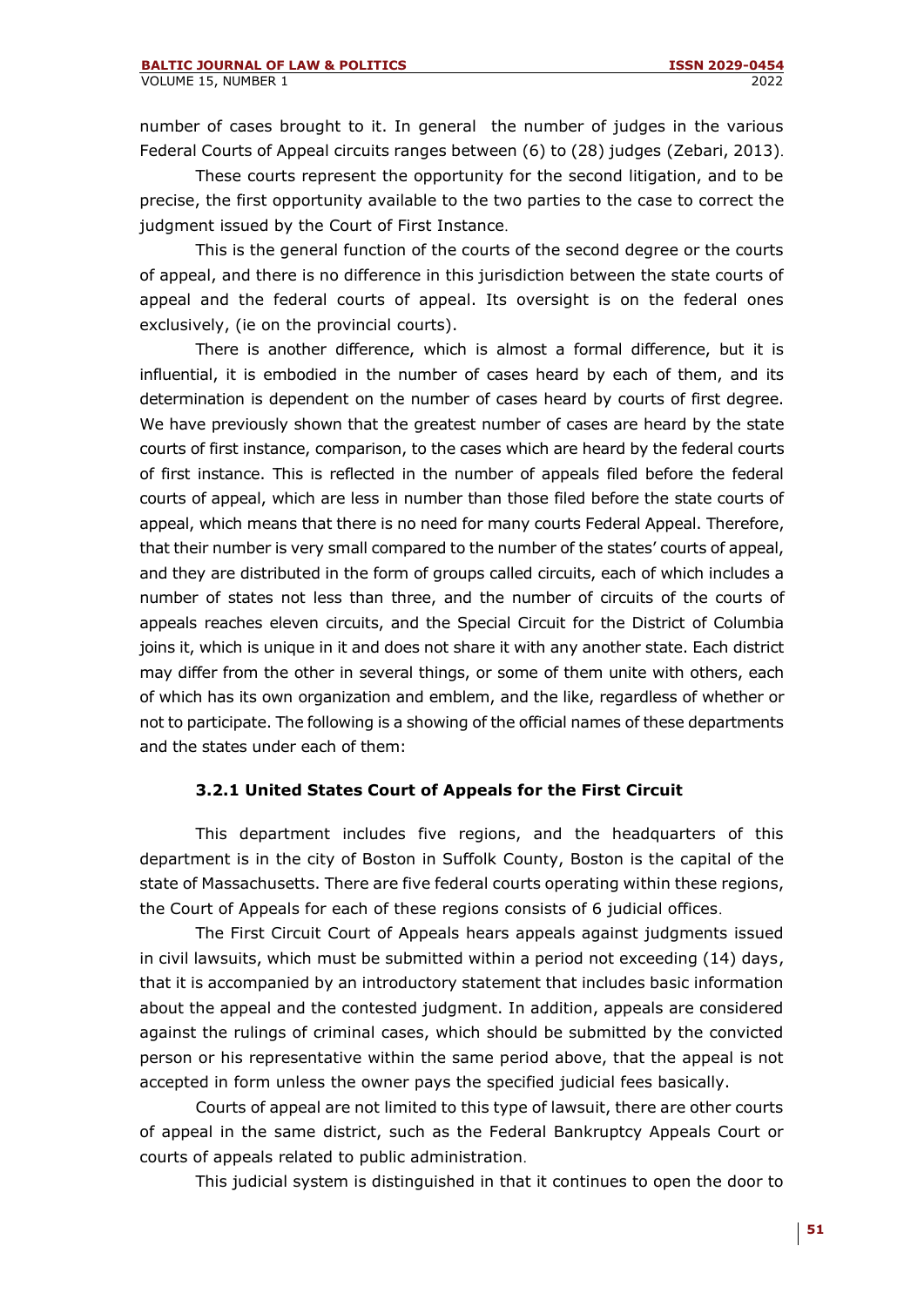number of cases brought to it. In general the number of judges in the various Federal Courts of Appeal circuits ranges between (6) to (28) judges (Zebari, 2013).

These courts represent the opportunity for the second litigation, and to be precise, the first opportunity available to the two parties to the case to correct the judgment issued by the Court of First Instance.

This is the general function of the courts of the second degree or the courts of appeal, and there is no difference in this jurisdiction between the state courts of appeal and the federal courts of appeal. Its oversight is on the federal ones exclusively, (ie on the provincial courts).

There is another difference, which is almost a formal difference, but it is influential, it is embodied in the number of cases heard by each of them, and its determination is dependent on the number of cases heard by courts of first degree. We have previously shown that the greatest number of cases are heard by the state courts of first instance, comparison, to the cases which are heard by the federal courts of first instance. This is reflected in the number of appeals filed before the federal courts of appeal, which are less in number than those filed before the state courts of appeal, which means that there is no need for many courts Federal Appeal. Therefore, that their number is very small compared to the number of the states' courts of appeal, and they are distributed in the form of groups called circuits, each of which includes a number of states not less than three, and the number of circuits of the courts of appeals reaches eleven circuits, and the Special Circuit for the District of Columbia joins it, which is unique in it and does not share it with any another state. Each district may differ from the other in several things, or some of them unite with others, each of which has its own organization and emblem, and the like, regardless of whether or not to participate. The following is a showing of the official names of these departments and the states under each of them:

### 3.2.1 United States Court of Appeals for the First Circuit

This department includes five regions, and the headquarters of this department is in the city of Boston in Suffolk County, Boston is the capital of the state of Massachusetts. There are five federal courts operating within these regions, the Court of Appeals for each of these regions consists of 6 judicial offices.

The First Circuit Court of Appeals hears appeals against judgments issued in civil lawsuits, which must be submitted within a period not exceeding (14) days, that it is accompanied by an introductory statement that includes basic information about the appeal and the contested judgment. In addition, appeals are considered against the rulings of criminal cases, which should be submitted by the convicted person or his representative within the same period above, that the appeal is not accepted in form unless the owner pays the specified judicial fees basically.

Courts of appeal are not limited to this type of lawsuit, there are other courts of appeal in the same district, such as the Federal Bankruptcy Appeals Court or courts of appeals related to public administration.

This judicial system is distinguished in that it continues to open the door to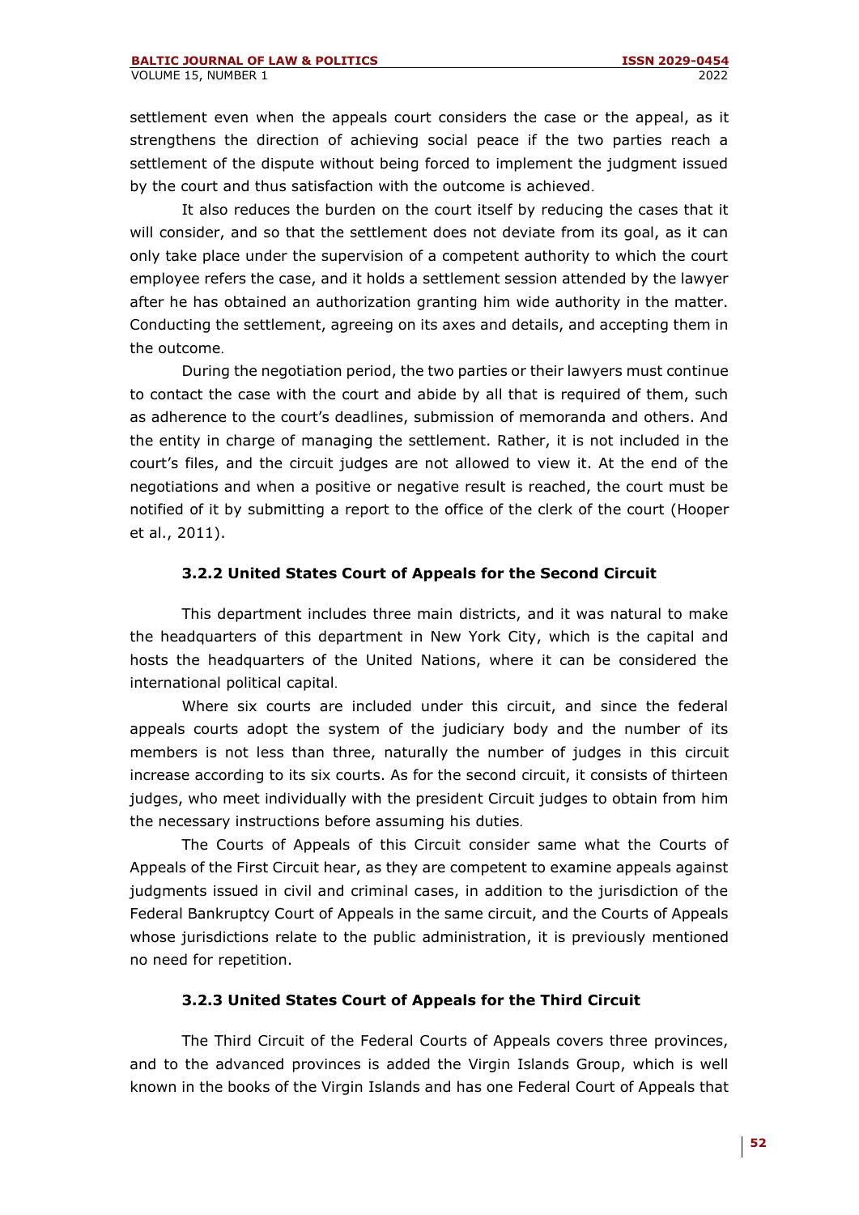settlement even when the appeals court considers the case or the appeal, as it strengthens the direction of achieving social peace if the two parties reach a settlement of the dispute without being forced to implement the judgment issued by the court and thus satisfaction with the outcome is achieved.

It also reduces the burden on the court itself by reducing the cases that it will consider, and so that the settlement does not deviate from its goal, as it can only take place under the supervision of a competent authority to which the court employee refers the case, and it holds a settlement session attended by the lawyer after he has obtained an authorization granting him wide authority in the matter. Conducting the settlement, agreeing on its axes and details, and accepting them in the outcome.

During the negotiation period, the two parties or their lawyers must continue to contact the case with the court and abide by all that is required of them, such as adherence to the court's deadlines, submission of memoranda and others. And the entity in charge of managing the settlement. Rather, it is not included in the court's files, and the circuit judges are not allowed to view it. At the end of the negotiations and when a positive or negative result is reached, the court must be notified of it by submitting a report to the office of the clerk of the court (Hooper et al., 2011).

### 3.2.2 United States Court of Appeals for the Second Circuit

This department includes three main districts, and it was natural to make the headquarters of this department in New York City, which is the capital and hosts the headquarters of the United Nations, where it can be considered the international political capital.

Where six courts are included under this circuit, and since the federal appeals courts adopt the system of the judiciary body and the number of its members is not less than three, naturally the number of judges in this circuit increase according to its six courts. As for the second circuit, it consists of thirteen judges, who meet individually with the president Circuit judges to obtain from him the necessary instructions before assuming his duties.

The Courts of Appeals of this Circuit consider same what the Courts of Appeals of the First Circuit hear, as they are competent to examine appeals against judgments issued in civil and criminal cases, in addition to the jurisdiction of the Federal Bankruptcy Court of Appeals in the same circuit, and the Courts of Appeals whose jurisdictions relate to the public administration, it is previously mentioned no need for repetition.

### 3.2.3 United States Court of Appeals for the Third Circuit

The Third Circuit of the Federal Courts of Appeals covers three provinces, and to the advanced provinces is added the Virgin Islands Group, which is well known in the books of the Virgin Islands and has one Federal Court of Appeals that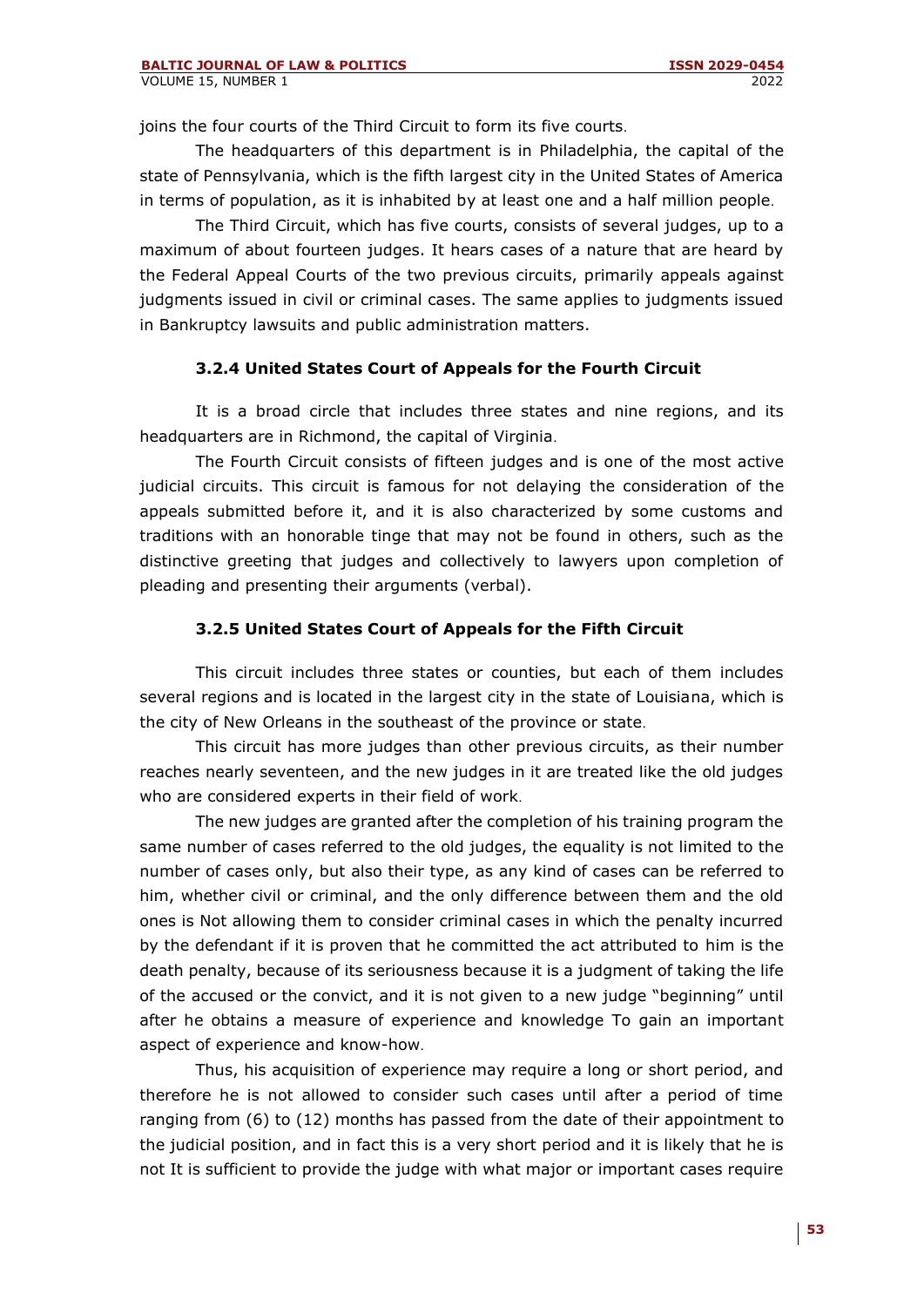joins the four courts of the Third Circuit to form its five courts.

The headquarters of this department is in Philadelphia, the capital of the state of Pennsylvania, which is the fifth largest city in the United States of America in terms of population, as it is inhabited by at least one and a half million people.

The Third Circuit, which has five courts, consists of several judges, up to a maximum of about fourteen judges. It hears cases of a nature that are heard by the Federal Appeal Courts of the two previous circuits, primarily appeals against judgments issued in civil or criminal cases. The same applies to judgments issued in Bankruptcy lawsuits and public administration matters.

### 3.2.4 United States Court of Appeals for the Fourth Circuit

It is a broad circle that includes three states and nine regions, and its headquarters are in Richmond, the capital of Virginia.

The Fourth Circuit consists of fifteen judges and is one of the most active judicial circuits. This circuit is famous for not delaying the consideration of the appeals submitted before it, and it is also characterized by some customs and traditions with an honorable tinge that may not be found in others, such as the distinctive greeting that judges and collectively to lawyers upon completion of pleading and presenting their arguments (verbal).

### 3.2.5 United States Court of Appeals for the Fifth Circuit

This circuit includes three states or counties, but each of them includes several regions and is located in the largest city in the state of Louisiana, which is the city of New Orleans in the southeast of the province or state.

This circuit has more judges than other previous circuits, as their number reaches nearly seventeen, and the new judges in it are treated like the old judges who are considered experts in their field of work.

The new judges are granted after the completion of his training program the same number of cases referred to the old judges, the equality is not limited to the number of cases only, but also their type, as any kind of cases can be referred to him, whether civil or criminal, and the only difference between them and the old ones is Not allowing them to consider criminal cases in which the penalty incurred by the defendant if it is proven that he committed the act attributed to him is the death penalty, because of its seriousness because it is a judgment of taking the life of the accused or the convict, and it is not given to a new judge "beginning" until after he obtains a measure of experience and knowledge To gain an important aspect of experience and know-how.

Thus, his acquisition of experience may require a long or short period, and therefore he is not allowed to consider such cases until after a period of time ranging from (6) to (12) months has passed from the date of their appointment to the judicial position, and in fact this is a very short period and it is likely that he is not It is sufficient to provide the judge with what major or important cases require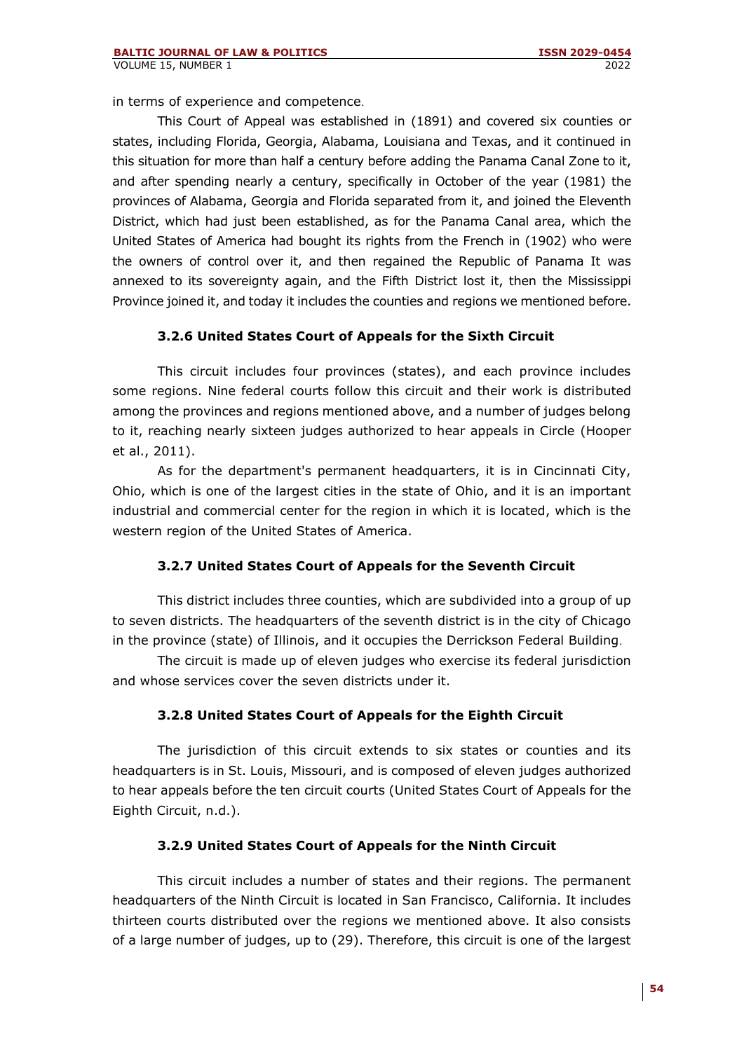in terms of experience and competence.

This Court of Appeal was established in (1891) and covered six counties or states, including Florida, Georgia, Alabama, Louisiana and Texas, and it continued in this situation for more than half a century before adding the Panama Canal Zone to it, and after spending nearly a century, specifically in October of the year (1981) the provinces of Alabama, Georgia and Florida separated from it, and joined the Eleventh District, which had just been established, as for the Panama Canal area, which the United States of America had bought its rights from the French in (1902) who were the owners of control over it, and then regained the Republic of Panama It was annexed to its sovereignty again, and the Fifth District lost it, then the Mississippi Province joined it, and today it includes the counties and regions we mentioned before.

### 3.2.6 United States Court of Appeals for the Sixth Circuit

This circuit includes four provinces (states), and each province includes some regions. Nine federal courts follow this circuit and their work is distributed among the provinces and regions mentioned above, and a number of judges belong to it, reaching nearly sixteen judges authorized to hear appeals in Circle (Hooper et al., 2011).

As for the department's permanent headquarters, it is in Cincinnati City, Ohio, which is one of the largest cities in the state of Ohio, and it is an important industrial and commercial center for the region in which it is located, which is the western region of the United States of America.

### 3.2.7 United States Court of Appeals for the Seventh Circuit

This district includes three counties, which are subdivided into a group of up to seven districts. The headquarters of the seventh district is in the city of Chicago in the province (state) of Illinois, and it occupies the Derrickson Federal Building.

The circuit is made up of eleven judges who exercise its federal jurisdiction and whose services cover the seven districts under it.

### 3.2.8 United States Court of Appeals for the Eighth Circuit

The jurisdiction of this circuit extends to six states or counties and its headquarters is in St. Louis, Missouri, and is composed of eleven judges authorized to hear appeals before the ten circuit courts (United States Court of Appeals for the Eighth Circuit, n.d.).

### 3.2.9 United States Court of Appeals for the Ninth Circuit

This circuit includes a number of states and their regions. The permanent headquarters of the Ninth Circuit is located in San Francisco, California. It includes thirteen courts distributed over the regions we mentioned above. It also consists of a large number of judges, up to (29). Therefore, this circuit is one of the largest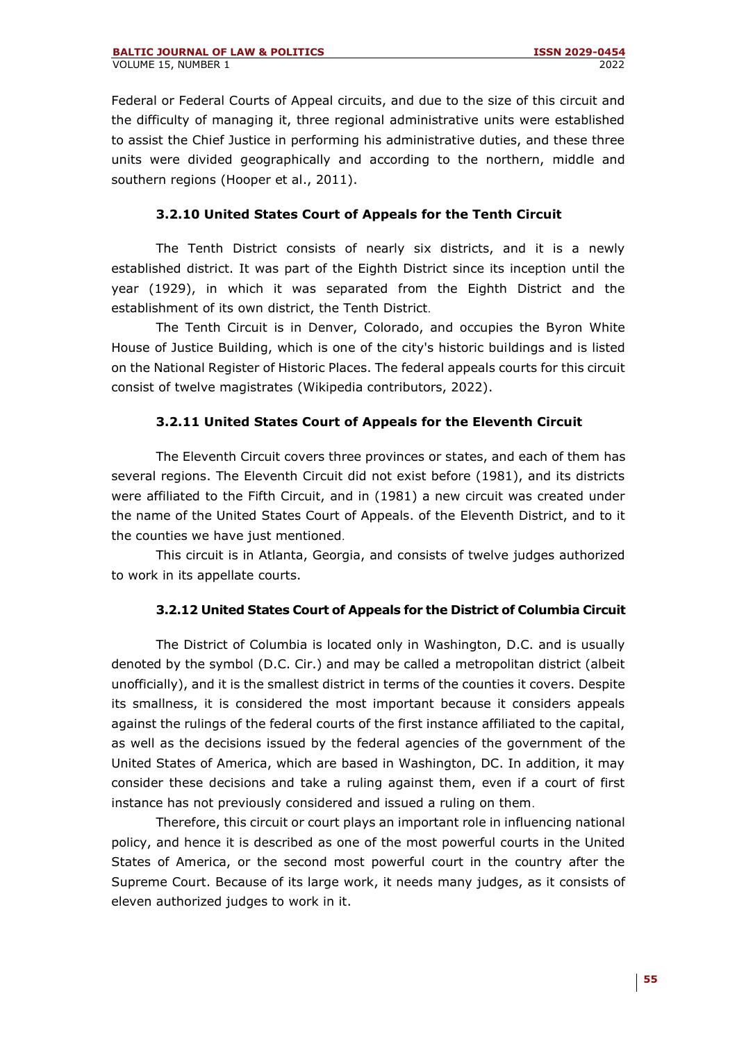Federal or Federal Courts of Appeal circuits, and due to the size of this circuit and the difficulty of managing it, three regional administrative units were established to assist the Chief Justice in performing his administrative duties, and these three units were divided geographically and according to the northern, middle and southern regions (Hooper et al., 2011).

### 3.2.10 United States Court of Appeals for the Tenth Circuit

The Tenth District consists of nearly six districts, and it is a newly established district. It was part of the Eighth District since its inception until the year (1929), in which it was separated from the Eighth District and the establishment of its own district, the Tenth District.

The Tenth Circuit is in Denver, Colorado, and occupies the Byron White House of Justice Building, which is one of the city's historic buildings and is listed on the National Register of Historic Places. The federal appeals courts for this circuit consist of twelve magistrates (Wikipedia contributors, 2022).

### 3.2.11 United States Court of Appeals for the Eleventh Circuit

The Eleventh Circuit covers three provinces or states, and each of them has several regions. The Eleventh Circuit did not exist before (1981), and its districts were affiliated to the Fifth Circuit, and in (1981) a new circuit was created under the name of the United States Court of Appeals. of the Eleventh District, and to it the counties we have just mentioned.

This circuit is in Atlanta, Georgia, and consists of twelve judges authorized to work in its appellate courts.

### 3.2.12 United States Court of Appeals for the District of Columbia Circuit

The District of Columbia is located only in Washington, D.C. and is usually denoted by the symbol (D.C. Cir.) and may be called a metropolitan district (albeit unofficially), and it is the smallest district in terms of the counties it covers. Despite its smallness, it is considered the most important because it considers appeals against the rulings of the federal courts of the first instance affiliated to the capital, as well as the decisions issued by the federal agencies of the government of the United States of America, which are based in Washington, DC. In addition, it may consider these decisions and take a ruling against them, even if a court of first instance has not previously considered and issued a ruling on them.

Therefore, this circuit or court plays an important role in influencing national policy, and hence it is described as one of the most powerful courts in the United States of America, or the second most powerful court in the country after the Supreme Court. Because of its large work, it needs many judges, as it consists of eleven authorized judges to work in it.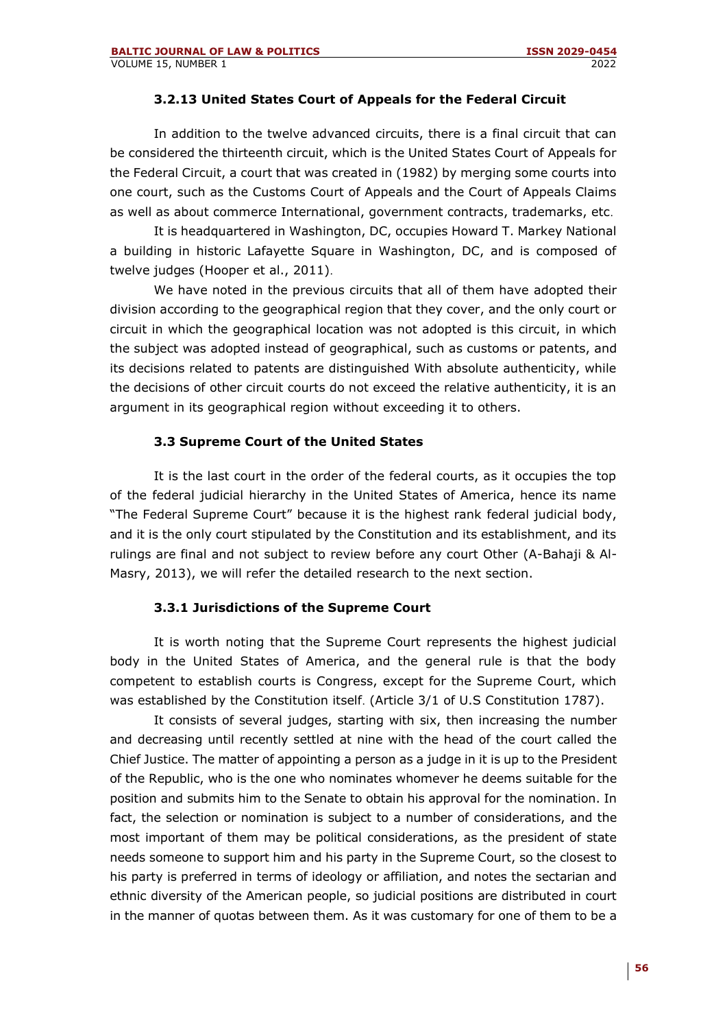### 3.2.13 United States Court of Appeals for the Federal Circuit

In addition to the twelve advanced circuits, there is a final circuit that can be considered the thirteenth circuit, which is the United States Court of Appeals for the Federal Circuit, a court that was created in (1982) by merging some courts into one court, such as the Customs Court of Appeals and the Court of Appeals Claims as well as about commerce International, government contracts, trademarks, etc.

It is headquartered in Washington, DC, occupies Howard T. Markey National a building in historic Lafayette Square in Washington, DC, and is composed of twelve judges (Hooper et al., 2011).

We have noted in the previous circuits that all of them have adopted their division according to the geographical region that they cover, and the only court or circuit in which the geographical location was not adopted is this circuit, in which the subject was adopted instead of geographical, such as customs or patents, and its decisions related to patents are distinguished With absolute authenticity, while the decisions of other circuit courts do not exceed the relative authenticity, it is an argument in its geographical region without exceeding it to others.

### 3.3 Supreme Court of the United States

It is the last court in the order of the federal courts, as it occupies the top of the federal judicial hierarchy in the United States of America, hence its name "The Federal Supreme Court" because it is the highest rank federal judicial body, and it is the only court stipulated by the Constitution and its establishment, and its rulings are final and not subject to review before any court Other (A-Bahaji & Al-Masry, 2013), we will refer the detailed research to the next section.

#### 3.3.1 Jurisdictions of the Supreme Court

It is worth noting that the Supreme Court represents the highest judicial body in the United States of America, and the general rule is that the body competent to establish courts is Congress, except for the Supreme Court, which was established by the Constitution itself. (Article 3/1 of U.S Constitution 1787).

It consists of several judges, starting with six, then increasing the number and decreasing until recently settled at nine with the head of the court called the Chief Justice. The matter of appointing a person as a judge in it is up to the President of the Republic, who is the one who nominates whomever he deems suitable for the position and submits him to the Senate to obtain his approval for the nomination. In fact, the selection or nomination is subject to a number of considerations, and the most important of them may be political considerations, as the president of state needs someone to support him and his party in the Supreme Court, so the closest to his party is preferred in terms of ideology or affiliation, and notes the sectarian and ethnic diversity of the American people, so judicial positions are distributed in court in the manner of quotas between them. As it was customary for one of them to be a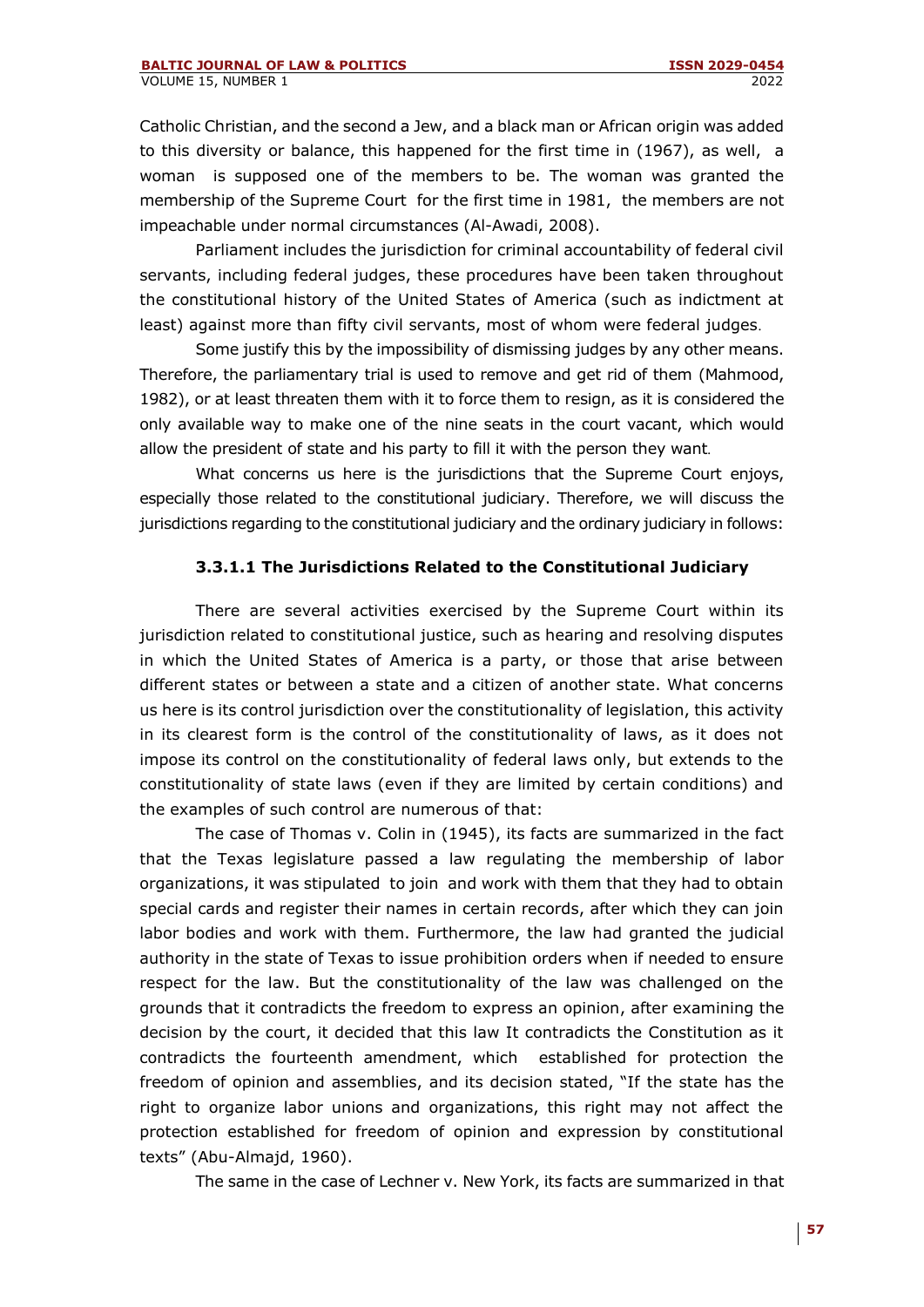Catholic Christian, and the second a Jew, and a black man or African origin was added to this diversity or balance, this happened for the first time in (1967), as well, a woman is supposed one of the members to be. The woman was granted the membership of the Supreme Court for the first time in 1981, the members are not impeachable under normal circumstances (Al-Awadi, 2008).

Parliament includes the jurisdiction for criminal accountability of federal civil servants, including federal judges, these procedures have been taken throughout the constitutional history of the United States of America (such as indictment at least) against more than fifty civil servants, most of whom were federal judges.

Some justify this by the impossibility of dismissing judges by any other means. Therefore, the parliamentary trial is used to remove and get rid of them (Mahmood, 1982), or at least threaten them with it to force them to resign, as it is considered the only available way to make one of the nine seats in the court vacant, which would allow the president of state and his party to fill it with the person they want.

What concerns us here is the jurisdictions that the Supreme Court enjoys, especially those related to the constitutional judiciary. Therefore, we will discuss the jurisdictions regarding to the constitutional judiciary and the ordinary judiciary in follows:

#### 3.3.1.1 The Jurisdictions Related to the Constitutional Judiciary

There are several activities exercised by the Supreme Court within its jurisdiction related to constitutional justice, such as hearing and resolving disputes in which the United States of America is a party, or those that arise between different states or between a state and a citizen of another state. What concerns us here is its control jurisdiction over the constitutionality of legislation, this activity in its clearest form is the control of the constitutionality of laws, as it does not impose its control on the constitutionality of federal laws only, but extends to the constitutionality of state laws (even if they are limited by certain conditions) and the examples of such control are numerous of that:

The case of Thomas v. Colin in (1945), its facts are summarized in the fact that the Texas legislature passed a law regulating the membership of labor organizations, it was stipulated to join and work with them that they had to obtain special cards and register their names in certain records, after which they can join labor bodies and work with them. Furthermore, the law had granted the judicial authority in the state of Texas to issue prohibition orders when if needed to ensure respect for the law. But the constitutionality of the law was challenged on the grounds that it contradicts the freedom to express an opinion, after examining the decision by the court, it decided that this law It contradicts the Constitution as it contradicts the fourteenth amendment, which established for protection the freedom of opinion and assemblies, and its decision stated, "If the state has the right to organize labor unions and organizations, this right may not affect the protection established for freedom of opinion and expression by constitutional texts" (Abu-Almajd, 1960).

The same in the case of Lechner v. New York, its facts are summarized in that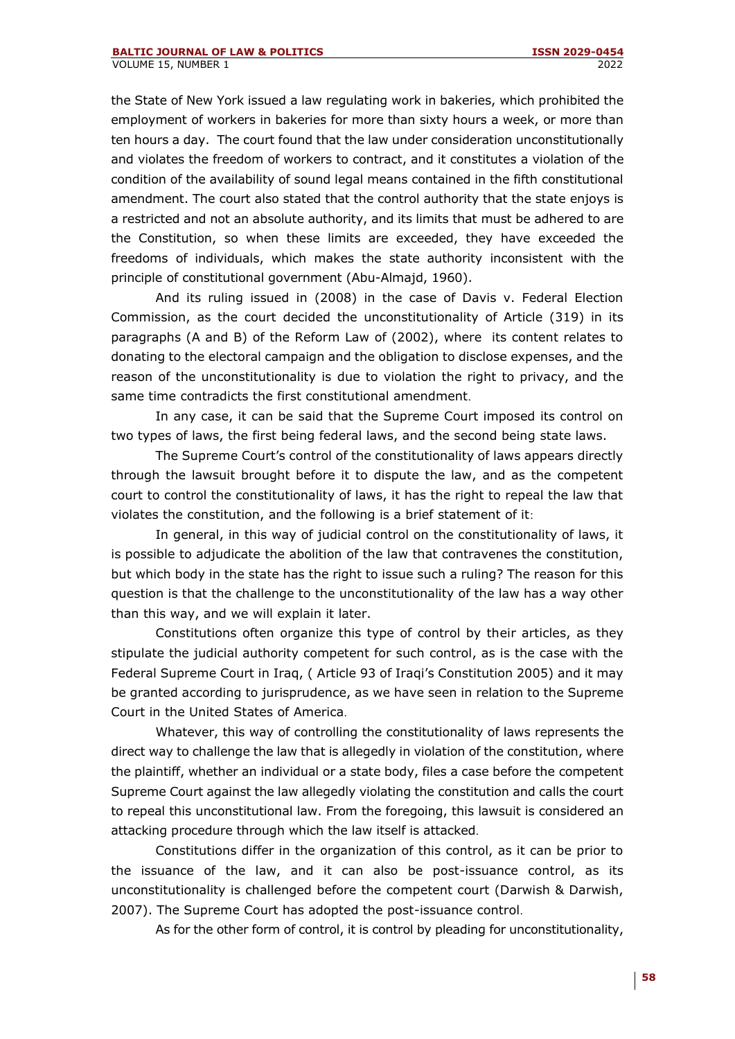the State of New York issued a law regulating work in bakeries, which prohibited the employment of workers in bakeries for more than sixty hours a week, or more than ten hours a day. The court found that the law under consideration unconstitutionally and violates the freedom of workers to contract, and it constitutes a violation of the condition of the availability of sound legal means contained in the fifth constitutional amendment. The court also stated that the control authority that the state enjoys is a restricted and not an absolute authority, and its limits that must be adhered to are the Constitution, so when these limits are exceeded, they have exceeded the freedoms of individuals, which makes the state authority inconsistent with the principle of constitutional government (Abu-Almajd, 1960).

And its ruling issued in (2008) in the case of Davis v. Federal Election Commission, as the court decided the unconstitutionality of Article (319) in its paragraphs (A and B) of the Reform Law of (2002), where its content relates to donating to the electoral campaign and the obligation to disclose expenses, and the reason of the unconstitutionality is due to violation the right to privacy, and the same time contradicts the first constitutional amendment.

In any case, it can be said that the Supreme Court imposed its control on two types of laws, the first being federal laws, and the second being state laws.

The Supreme Court's control of the constitutionality of laws appears directly through the lawsuit brought before it to dispute the law, and as the competent court to control the constitutionality of laws, it has the right to repeal the law that violates the constitution, and the following is a brief statement of it:

In general, in this way of judicial control on the constitutionality of laws, it is possible to adjudicate the abolition of the law that contravenes the constitution, but which body in the state has the right to issue such a ruling? The reason for this question is that the challenge to the unconstitutionality of the law has a way other than this way, and we will explain it later.

Constitutions often organize this type of control by their articles, as they stipulate the judicial authority competent for such control, as is the case with the Federal Supreme Court in Iraq, ( Article 93 of Iraqi's Constitution 2005) and it may be granted according to jurisprudence, as we have seen in relation to the Supreme Court in the United States of America.

Whatever, this way of controlling the constitutionality of laws represents the direct way to challenge the law that is allegedly in violation of the constitution, where the plaintiff, whether an individual or a state body, files a case before the competent Supreme Court against the law allegedly violating the constitution and calls the court to repeal this unconstitutional law. From the foregoing, this lawsuit is considered an attacking procedure through which the law itself is attacked.

Constitutions differ in the organization of this control, as it can be prior to the issuance of the law, and it can also be post-issuance control, as its unconstitutionality is challenged before the competent court (Darwish & Darwish, 2007). The Supreme Court has adopted the post-issuance control.

As for the other form of control, it is control by pleading for unconstitutionality,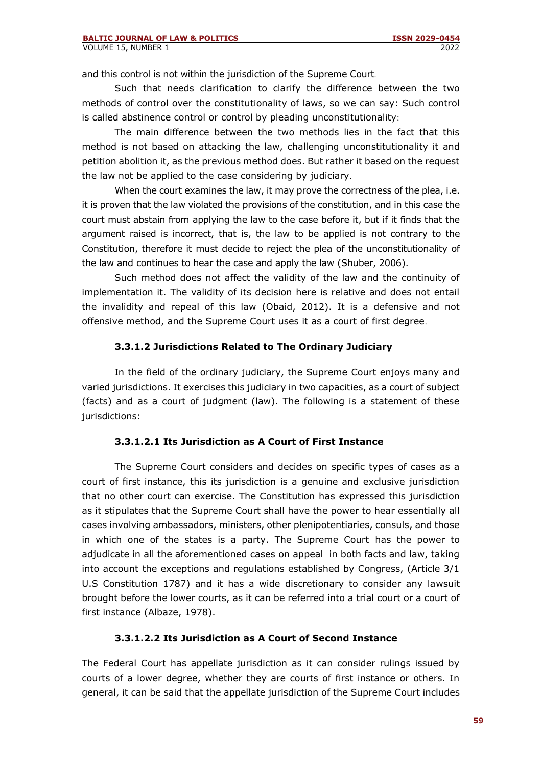and this control is not within the jurisdiction of the Supreme Court.

Such that needs clarification to clarify the difference between the two methods of control over the constitutionality of laws, so we can say: Such control is called abstinence control or control by pleading unconstitutionality:

The main difference between the two methods lies in the fact that this method is not based on attacking the law, challenging unconstitutionality it and petition abolition it, as the previous method does. But rather it based on the request the law not be applied to the case considering by judiciary.

When the court examines the law, it may prove the correctness of the plea, i.e. it is proven that the law violated the provisions of the constitution, and in this case the court must abstain from applying the law to the case before it, but if it finds that the argument raised is incorrect, that is, the law to be applied is not contrary to the Constitution, therefore it must decide to reject the plea of the unconstitutionality of the law and continues to hear the case and apply the law (Shuber, 2006).

Such method does not affect the validity of the law and the continuity of implementation it. The validity of its decision here is relative and does not entail the invalidity and repeal of this law (Obaid, 2012). It is a defensive and not offensive method, and the Supreme Court uses it as a court of first degree.

#### 3.3.1.2 Jurisdictions Related to The Ordinary Judiciary

In the field of the ordinary judiciary, the Supreme Court enjoys many and varied jurisdictions. It exercises this judiciary in two capacities, as a court of subject (facts) and as a court of judgment (law). The following is a statement of these jurisdictions:

##### 3.3.1.2.1 Its Jurisdiction as A Court of First Instance

The Supreme Court considers and decides on specific types of cases as a court of first instance, this its jurisdiction is a genuine and exclusive jurisdiction that no other court can exercise. The Constitution has expressed this jurisdiction as it stipulates that the Supreme Court shall have the power to hear essentially all cases involving ambassadors, ministers, other plenipotentiaries, consuls, and those in which one of the states is a party. The Supreme Court has the power to adjudicate in all the aforementioned cases on appeal in both facts and law, taking into account the exceptions and regulations established by Congress, (Article 3/1 U.S Constitution 1787) and it has a wide discretionary to consider any lawsuit brought before the lower courts, as it can be referred into a trial court or a court of first instance (Albaze, 1978).

##### 3.3.1.2.2 Its Jurisdiction as A Court of Second Instance

The Federal Court has appellate jurisdiction as it can consider rulings issued by courts of a lower degree, whether they are courts of first instance or others. In general, it can be said that the appellate jurisdiction of the Supreme Court includes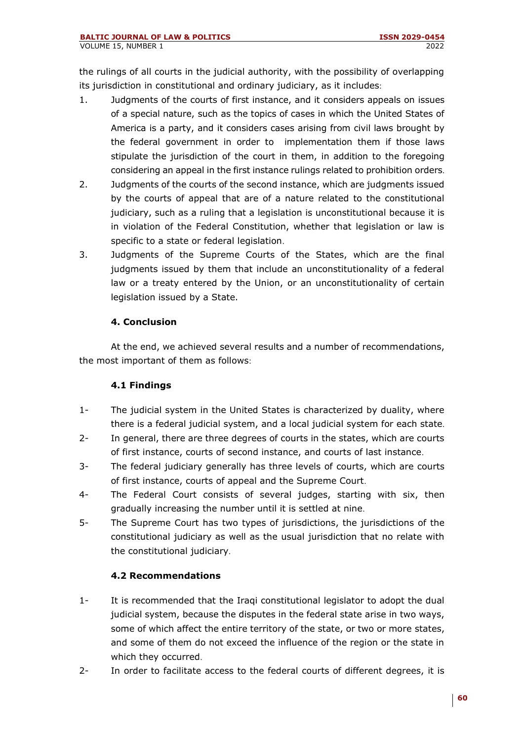the rulings of all courts in the judicial authority, with the possibility of overlapping its jurisdiction in constitutional and ordinary judiciary, as it includes:

1. Judgments of the courts of first instance, and it considers appeals on issues of a special nature, such as the topics of cases in which the United States of America is a party, and it considers cases arising from civil laws brought by the federal government in order to implementation them if those laws stipulate the jurisdiction of the court in them, in addition to the foregoing considering an appeal in the first instance rulings related to prohibition orders.
2. Judgments of the courts of the second instance, which are judgments issued by the courts of appeal that are of a nature related to the constitutional judiciary, such as a ruling that a legislation is unconstitutional because it is in violation of the Federal Constitution, whether that legislation or law is specific to a state or federal legislation.
3. Judgments of the Supreme Courts of the States, which are the final judgments issued by them that include an unconstitutionality of a federal law or a treaty entered by the Union, or an unconstitutionality of certain legislation issued by a State.

## 4. Conclusion

At the end, we achieved several results and a number of recommendations, the most important of them as follows:

### 4.1 Findings

1- The judicial system in the United States is characterized by duality, where there is a federal judicial system, and a local judicial system for each state.

2- In general, there are three degrees of courts in the states, which are courts of first instance, courts of second instance, and courts of last instance.

3- The federal judiciary generally has three levels of courts, which are courts of first instance, courts of appeal and the Supreme Court.

4- The Federal Court consists of several judges, starting with six, then gradually increasing the number until it is settled at nine.

5- The Supreme Court has two types of jurisdictions, the jurisdictions of the constitutional judiciary as well as the usual jurisdiction that no relate with the constitutional judiciary.

### 4.2 Recommendations

1- It is recommended that the Iraqi constitutional legislator to adopt the dual judicial system, because the disputes in the federal state arise in two ways, some of which affect the entire territory of the state, or two or more states, and some of them do not exceed the influence of the region or the state in which they occurred.

2- In order to facilitate access to the federal courts of different degrees, it is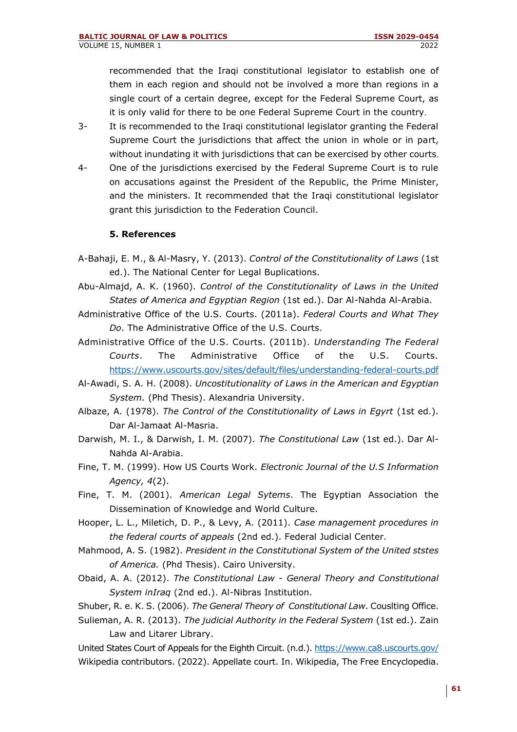recommended that the Iraqi constitutional legislator to establish one of them in each region and should not be involved a more than regions in a single court of a certain degree, except for the Federal Supreme Court, as it is only valid for there to be one Federal Supreme Court in the country.

3- It is recommended to the Iraqi constitutional legislator granting the Federal Supreme Court the jurisdictions that affect the union in whole or in part, without inundating it with jurisdictions that can be exercised by other courts.

4- One of the jurisdictions exercised by the Federal Supreme Court is to rule on accusations against the President of the Republic, the Prime Minister, and the ministers. It recommended that the Iraqi constitutional legislator grant this jurisdiction to the Federation Council.

## 5. References

A-Bahaji, E. M., & Al-Masry, Y. (2013). *Control of the Constitutionality of Laws* (1st ed.). The National Center for Legal Buplications.

Abu-Almajd, A. K. (1960). *Control of the Constitutionality of Laws in the United States of America and Egyptian Region* (1st ed.). Dar Al-Nahda Al-Arabia.

Administrative Office of the U.S. Courts. (2011a). *Federal Courts and What They Do*. The Administrative Office of the U.S. Courts.

Administrative Office of the U.S. Courts. (2011b). *Understanding The Federal Courts*. The Administrative Office of the U.S. Courts. https://www.uscourts.gov/sites/default/files/understanding-federal-courts.pdf

Al-Awadi, S. A. H. (2008). *Uncostitutionality of Laws in the American and Egyptian System.* (Phd Thesis). Alexandria University.

Albaze, A. (1978). *The Control of the Constitutionality of Laws in Egyrt* (1st ed.). Dar Al-Jamaat Al-Masria.

Darwish, M. I., & Darwish, I. M. (2007). *The Constitutional Law* (1st ed.). Dar Al-Nahda Al-Arabia.

Fine, T. M. (1999). How US Courts Work. *Electronic Journal of the U.S Information Agency, 4*(2).

Fine, T. M. (2001). *American Legal Sytems*. The Egyptian Association the Dissemination of Knowledge and World Culture.

Hooper, L. L., Miletich, D. P., & Levy, A. (2011). *Case management procedures in the federal courts of appeals* (2nd ed.). Federal Judicial Center.

Mahmood, A. S. (1982). *President in the Constitutional System of the United ststes of America.* (Phd Thesis). Cairo University.

Obaid, A. A. (2012). *The Constitutional Law - General Theory and Constitutional System inIraq* (2nd ed.). Al-Nibras Institution.

Shuber, R. e. K. S. (2006). *The General Theory of Constitutional Law*. Couslting Office.

Sulieman, A. R. (2013). *The judicial Authority in the Federal System* (1st ed.). Zain Law and Litarer Library.

United States Court of Appeals for the Eighth Circuit. (n.d.). https://www.ca8.uscourts.gov/

Wikipedia contributors. (2022). Appellate court. In. Wikipedia, The Free Encyclopedia.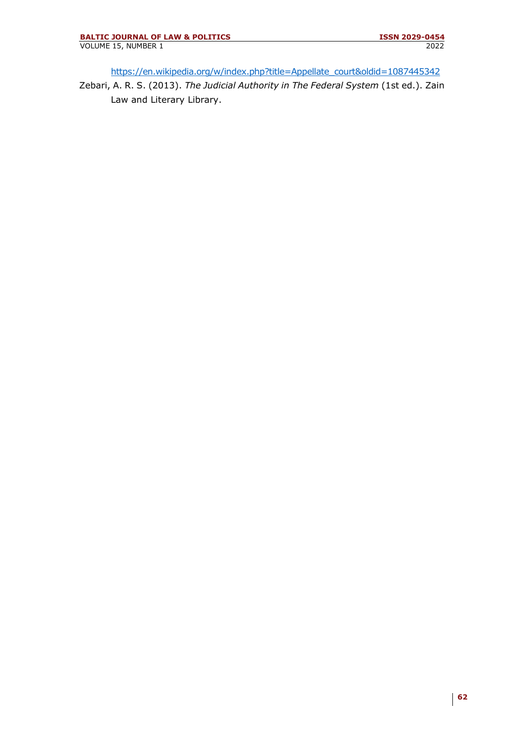https://en.wikipedia.org/w/index.php?title=Appellate_court&oldid=1087445342

Zebari, A. R. S. (2013). *The Judicial Authority in The Federal System* (1st ed.). Zain Law and Literary Library.